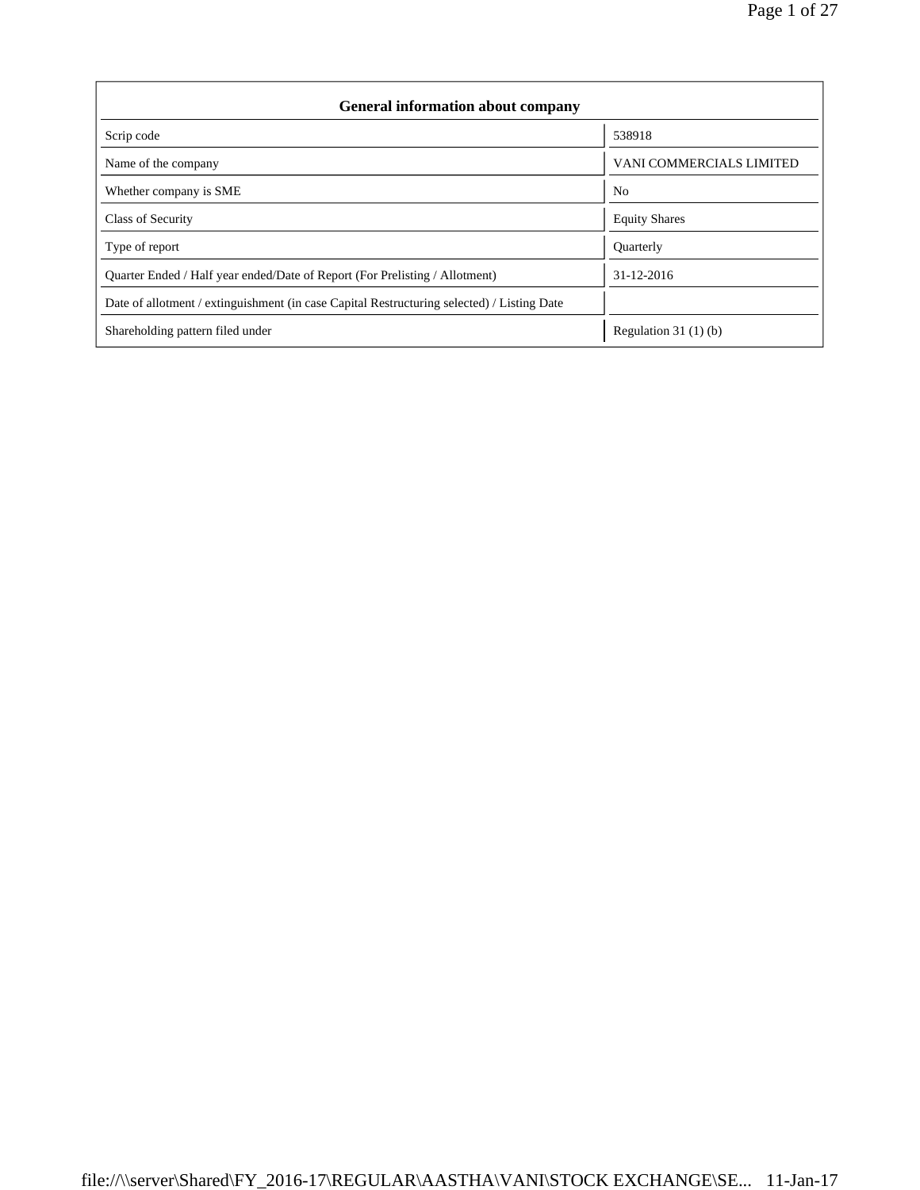| General information about company | |
|---|---|
| Scrip code | 538918 |
| Name of the company | VANI COMMERCIALS LIMITED |
| Whether company is SME | No |
| Class of Security | Equity Shares |
| Type of report | Quarterly |
| Quarter Ended / Half year ended/Date of Report (For Prelisting / Allotment) | 31-12-2016 |
| Date of allotment / extinguishment (in case Capital Restructuring selected) / Listing Date | |
| Shareholding pattern filed under | Regulation 31 (1) (b) |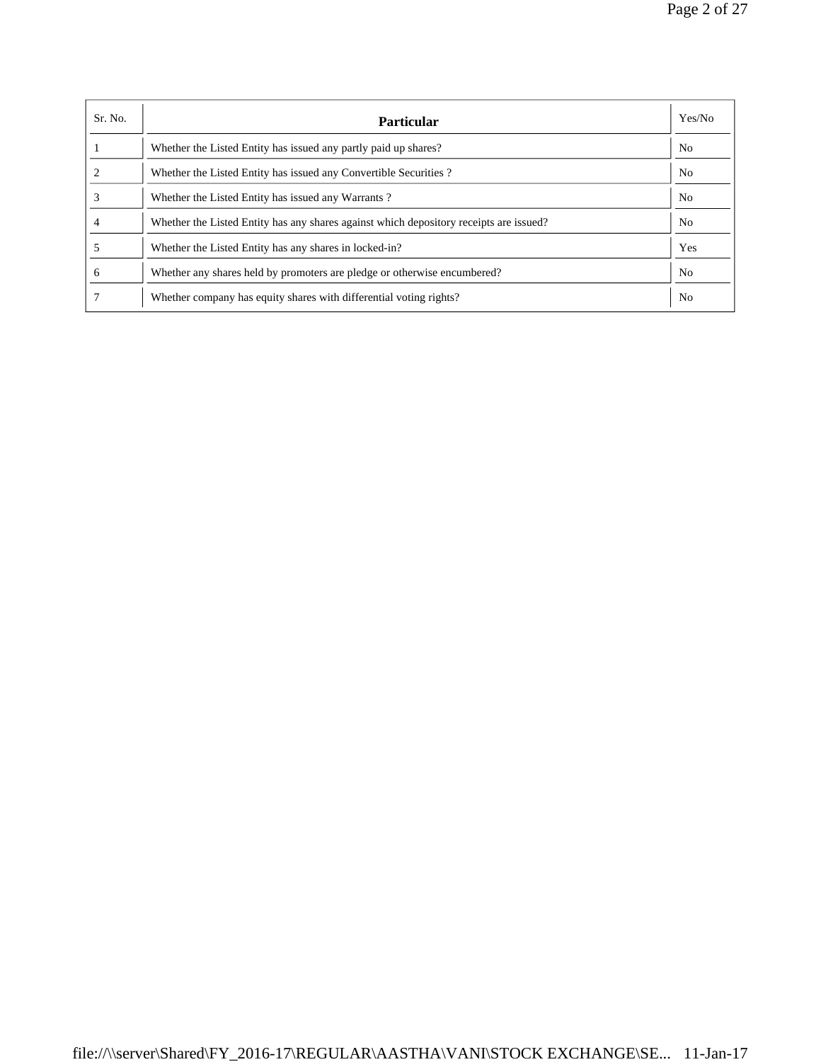| Sr. No. | Particular | Yes/No |
| --- | --- | --- |
| 1 | Whether the Listed Entity has issued any partly paid up shares? | No |
| 2 | Whether the Listed Entity has issued any Convertible Securities ? | No |
| 3 | Whether the Listed Entity has issued any Warrants ? | No |
| 4 | Whether the Listed Entity has any shares against which depository receipts are issued? | No |
| 5 | Whether the Listed Entity has any shares in locked-in? | Yes |
| 6 | Whether any shares held by promoters are pledge or otherwise encumbered? | No |
| 7 | Whether company has equity shares with differential voting rights? | No |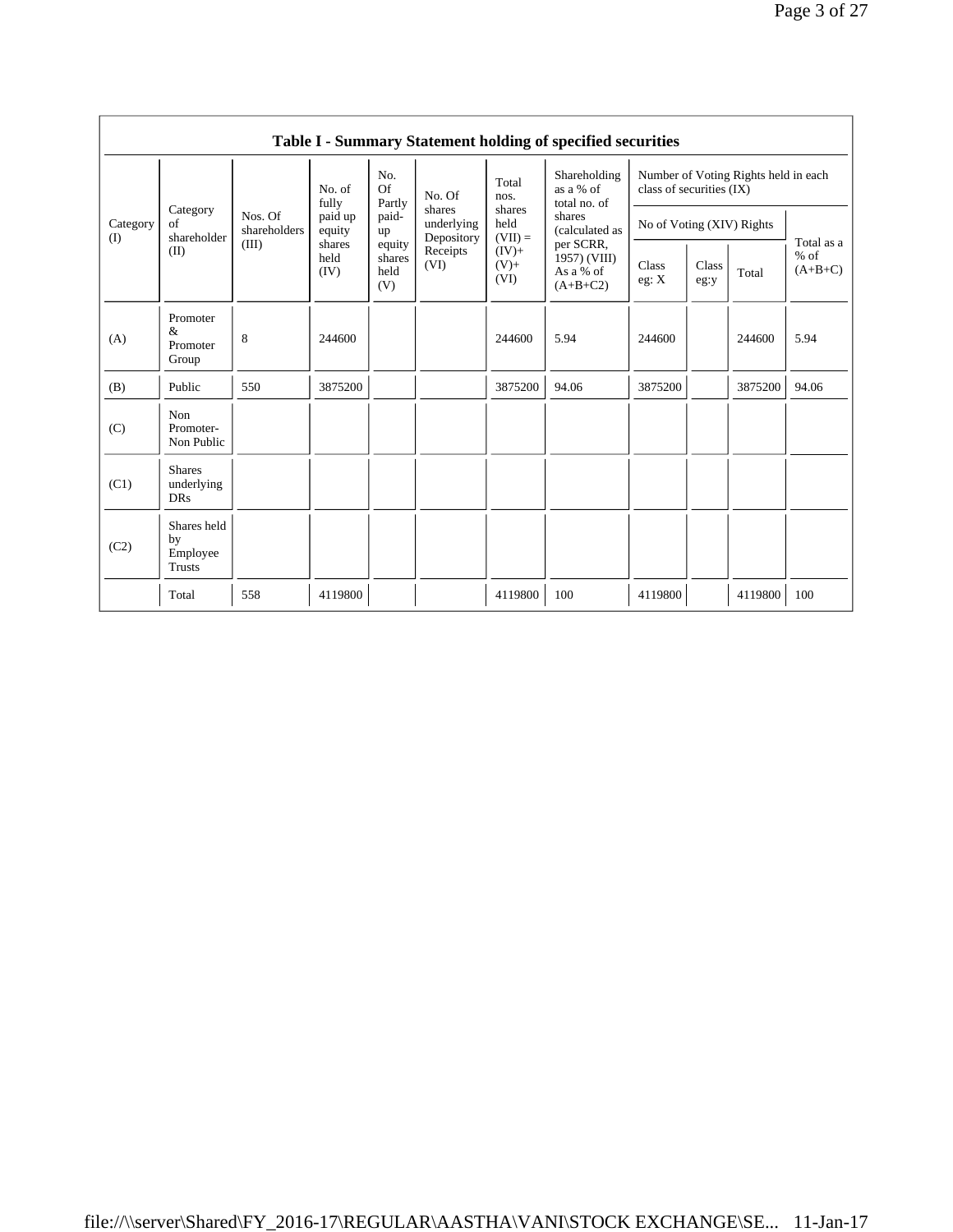## Table I - Summary Statement holding of specified securities

| Category (I) | Category of shareholder (II) | Nos. Of shareholders (III) | No. of fully paid up equity shares held (IV) | No. Of Partly paid-up equity shares held (V) | No. Of shares underlying Depository Receipts (VI) | Total nos. shares held (VII) = (IV)+ (V)+ (VI) | Shareholding as a % of total no. of shares (calculated as per SCRR, 1957) (VIII) As a % of (A+B+C2) | Number of Voting Rights held in each class of securities (IX) | | | |
|---|---|---|---|---|---|---|---|---|---|---|---|
| | | | | | | | | No of Voting (XIV) Rights | | | Total as a % of (A+B+C) |
| | | | | | | | | Class eg: X | Class eg:y | Total | |
| (A) | Promoter & Promoter Group | 8 | 244600 | | | 244600 | 5.94 | 244600 | | 244600 | 5.94 |
| (B) | Public | 550 | 3875200 | | | 3875200 | 94.06 | 3875200 | | 3875200 | 94.06 |
| (C) | Non Promoter- Non Public | | | | | | | | | | |
| (C1) | Shares underlying DRs | | | | | | | | | | |
| (C2) | Shares held by Employee Trusts | | | | | | | | | | |
| | Total | 558 | 4119800 | | | 4119800 | 100 | 4119800 | | 4119800 | 100 |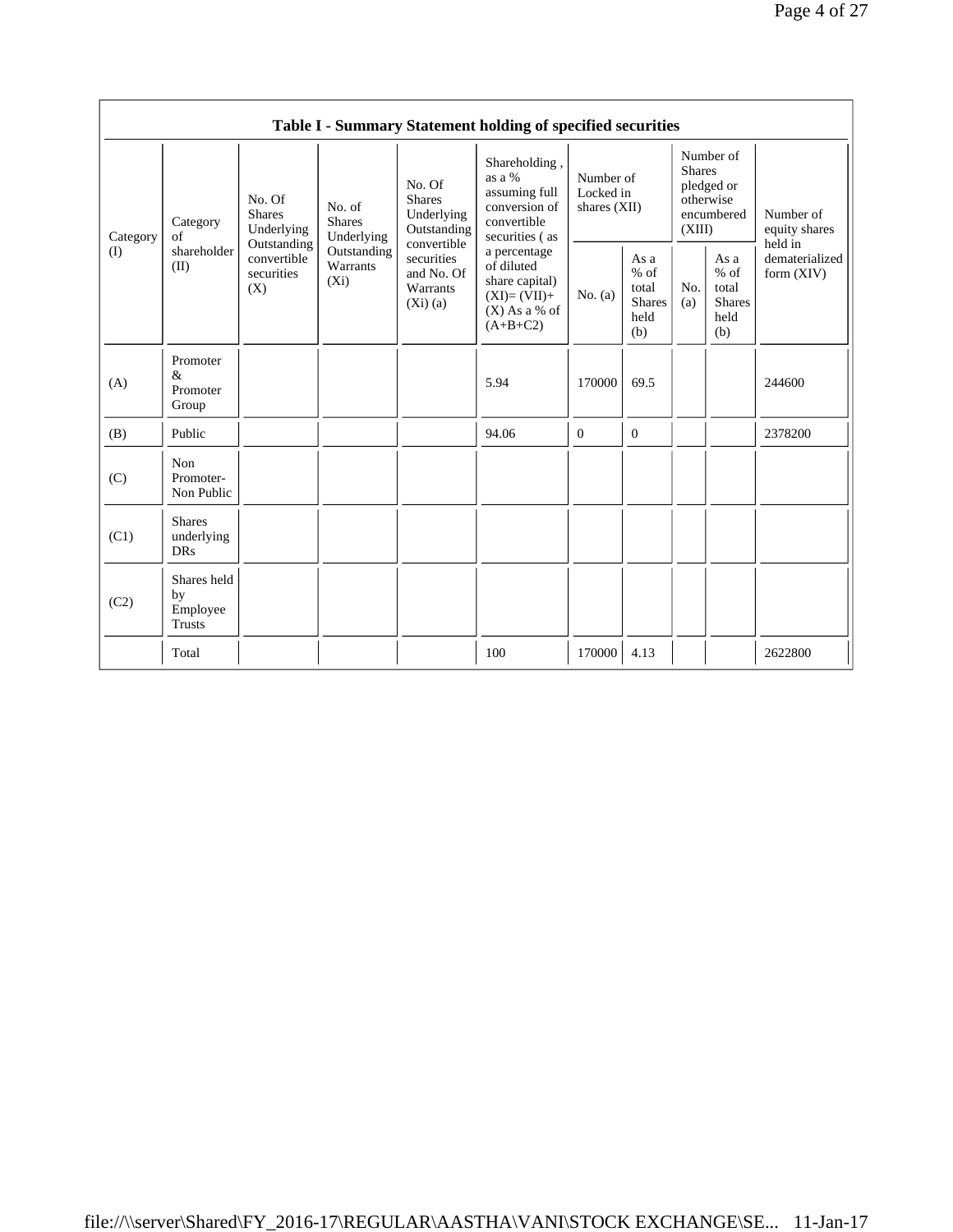| Table I - Summary Statement holding of specified securities | | | | | | | | | | | |
|---|---|---|---|---|---|---|---|---|---|---|---|
| Category (I) | Category of shareholder (II) | No. Of Shares Underlying Outstanding convertible securities (X) | No. of Shares Underlying Outstanding Warrants (Xi) | No. Of Shares Underlying Outstanding convertible securities and No. Of Warrants (Xi) (a) | Shareholding , as a % assuming full conversion of convertible securities ( as a percentage of diluted share capital) (XI)= (VII)+(X) As a % of (A+B+C2) | Number of Locked in shares (XII) | | Number of Shares pledged or otherwise encumbered (XIII) | | Number of equity shares held in dematerialized form (XIV) |
| | | | | | | No. (a) | As a % of total Shares held (b) | No. (a) | As a % of total Shares held (b) | |
| (A) | Promoter & Promoter Group | | | | 5.94 | 170000 | 69.5 | | | 244600 |
| (B) | Public | | | | 94.06 | 0 | 0 | | | 2378200 |
| (C) | Non Promoter- Non Public | | | | | | | | | |
| (C1) | Shares underlying DRs | | | | | | | | | |
| (C2) | Shares held by Employee Trusts | | | | | | | | | |
| | Total | | | | 100 | 170000 | 4.13 | | | 2622800 |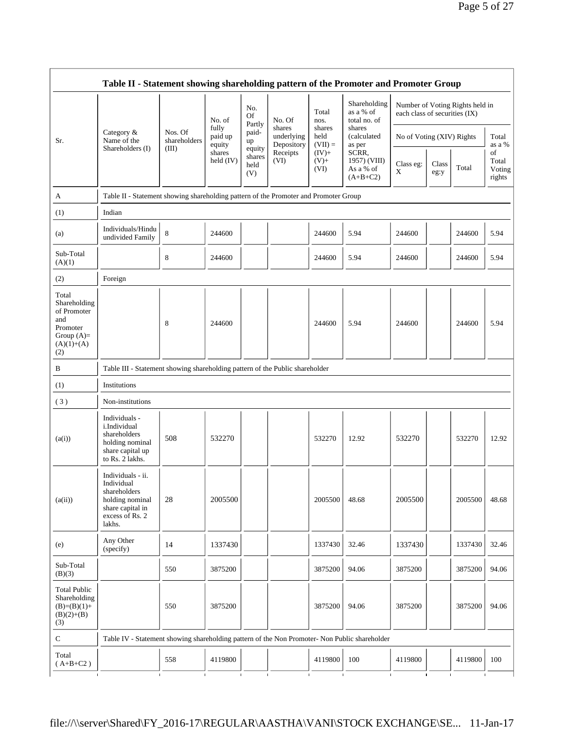## Table II - Statement showing shareholding pattern of the Promoter and Promoter Group

| Sr. | Category & Name of the Shareholders (I) | Nos. Of shareholders (III) | No. of fully paid up equity shares held (IV) | No. Of Partly paid-up equity shares held (V) | No. Of shares underlying Depository Receipts (VI) | Total nos. shares held (VII) = (IV)+ (V)+ (VI) | Shareholding as a % of total no. of shares (calculated as per SCRR, 1957) (VIII) As a % of (A+B+C2) | Number of Voting Rights held in each class of securities (IX) | | | |
|---|---|---|---|---|---|---|---|---|---|---|---|
| | | | | | | | | No of Voting (XIV) Rights | | | Total as a % of Total Voting rights |
| | | | | | | | | Class eg: X | Class eg:y | Total | |
| A | Table II - Statement showing shareholding pattern of the Promoter and Promoter Group | | | | | | | | | | |
| (1) | Indian | | | | | | | | | | |
| (a) | Individuals/Hindu undivided Family | 8 | 244600 | | | 244600 | 5.94 | 244600 | | 244600 | 5.94 |
| Sub-Total (A)(1) | | 8 | 244600 | | | 244600 | 5.94 | 244600 | | 244600 | 5.94 |
| (2) | Foreign | | | | | | | | | | |
| Total Shareholding of Promoter and Promoter Group (A)= (A)(1)+(A)(2) | | 8 | 244600 | | | 244600 | 5.94 | 244600 | | 244600 | 5.94 |
| B | Table III - Statement showing shareholding pattern of the Public shareholder | | | | | | | | | | |
| (1) | Institutions | | | | | | | | | | |
| (3) | Non-institutions | | | | | | | | | | |
| (a(i)) | Individuals - i.Individual shareholders holding nominal share capital up to Rs. 2 lakhs. | 508 | 532270 | | | 532270 | 12.92 | 532270 | | 532270 | 12.92 |
| (a(ii)) | Individuals - ii. Individual shareholders holding nominal share capital in excess of Rs. 2 lakhs. | 28 | 2005500 | | | 2005500 | 48.68 | 2005500 | | 2005500 | 48.68 |
| (e) | Any Other (specify) | 14 | 1337430 | | | 1337430 | 32.46 | 1337430 | | 1337430 | 32.46 |
| Sub-Total (B)(3) | | 550 | 3875200 | | | 3875200 | 94.06 | 3875200 | | 3875200 | 94.06 |
| Total Public Shareholding (B)=(B)(1)+(B)(2)+(B)(3) | | 550 | 3875200 | | | 3875200 | 94.06 | 3875200 | | 3875200 | 94.06 |
| C | Table IV - Statement showing shareholding pattern of the Non Promoter- Non Public shareholder | | | | | | | | | | |
| Total ( A+B+C2 ) | | 558 | 4119800 | | | 4119800 | 100 | 4119800 | | 4119800 | 100 |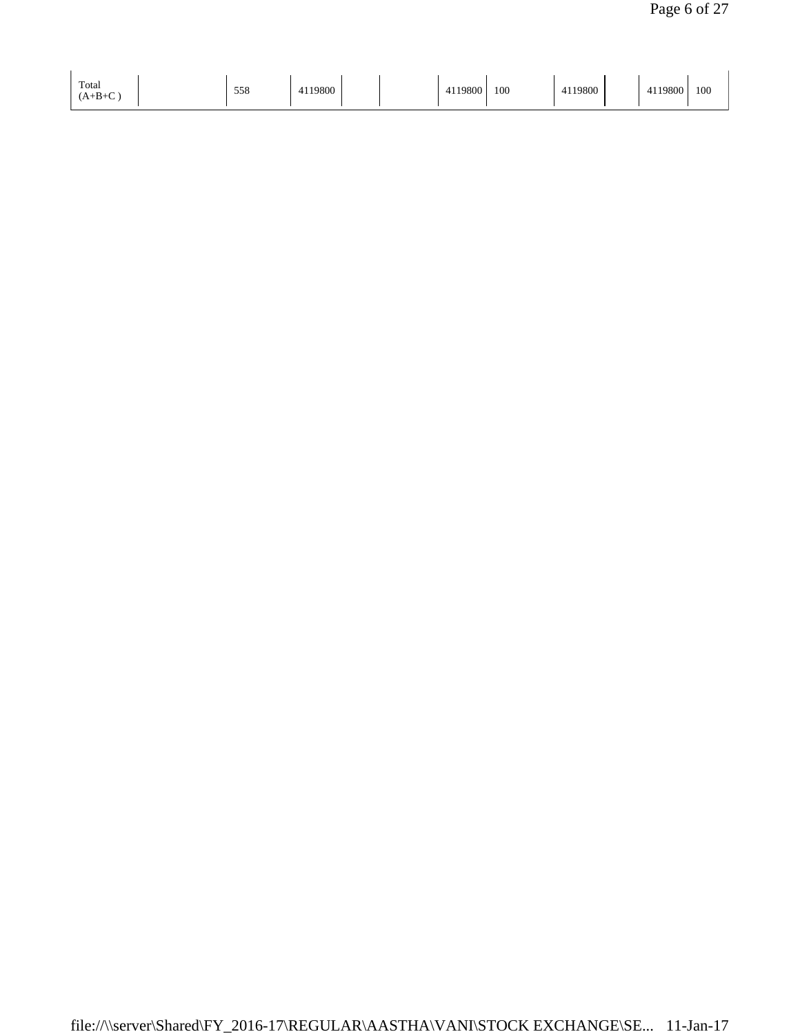| | | | | | | | | | | | | |
|---|---|---|---|---|---|---|---|---|---|---|---|---|
| Total (A+B+C ) | | 558 | 4119800 | | | 4119800 | 100 | 4119800 | | 4119800 | 100 |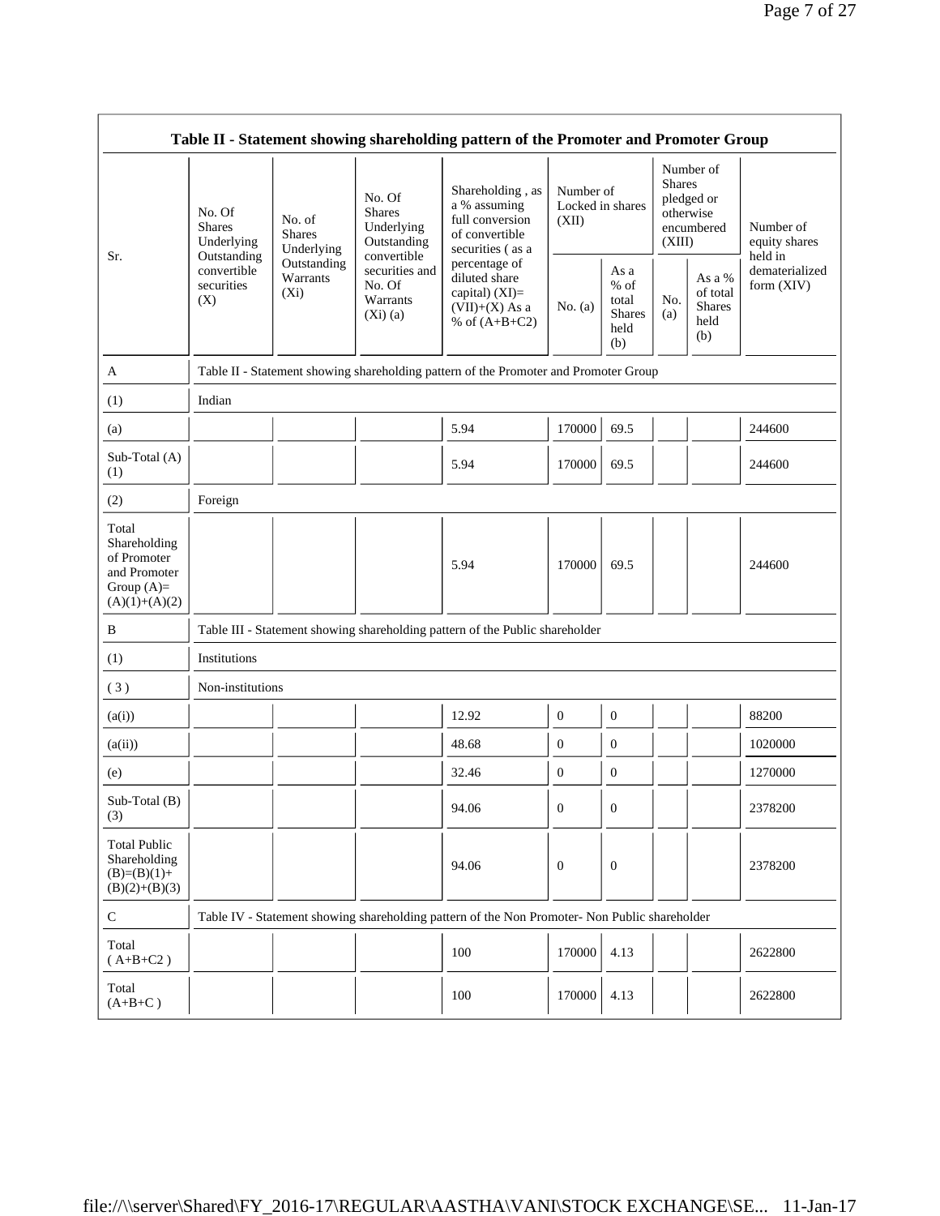| Table II - Statement showing shareholding pattern of the Promoter and Promoter Group | | | | | | | | | |
|---|---|---|---|---|---|---|---|---|---|
| Sr. | No. Of Shares Underlying Outstanding convertible securities (X) | No. of Shares Underlying Outstanding Warrants (Xi) | No. Of Shares Underlying Outstanding convertible securities and No. Of Warrants (Xi) (a) | Shareholding , as a % assuming full conversion of convertible securities ( as a percentage of diluted share capital) (XI)= (VII)+(X) As a % of (A+B+C2) | Number of Locked in shares (XII) | | Number of Shares pledged or otherwise encumbered (XIII) | | Number of equity shares held in dematerialized form (XIV) |
| | | | | | No. (a) | As a % of total Shares held (b) | No. (a) | As a % of total Shares held (b) | |
| A | Table II - Statement showing shareholding pattern of the Promoter and Promoter Group | | | | | | | | |
| (1) | Indian | | | | | | | | |
| (a) | | | | 5.94 | 170000 | 69.5 | | | 244600 |
| Sub-Total (A) (1) | | | | 5.94 | 170000 | 69.5 | | | 244600 |
| (2) | Foreign | | | | | | | | |
| Total Shareholding of Promoter and Promoter Group (A)= (A)(1)+(A)(2) | | | | 5.94 | 170000 | 69.5 | | | 244600 |
| B | Table III - Statement showing shareholding pattern of the Public shareholder | | | | | | | | |
| (1) | Institutions | | | | | | | | |
| ( 3 ) | Non-institutions | | | | | | | | |
| (a(i)) | | | | 12.92 | 0 | 0 | | | 88200 |
| (a(ii)) | | | | 48.68 | 0 | 0 | | | 1020000 |
| (e) | | | | 32.46 | 0 | 0 | | | 1270000 |
| Sub-Total (B) (3) | | | | 94.06 | 0 | 0 | | | 2378200 |
| Total Public Shareholding (B)=(B)(1)+ (B)(2)+(B)(3) | | | | 94.06 | 0 | 0 | | | 2378200 |
| C | Table IV - Statement showing shareholding pattern of the Non Promoter- Non Public shareholder | | | | | | | | |
| Total ( A+B+C2 ) | | | | 100 | 170000 | 4.13 | | | 2622800 |
| Total (A+B+C ) | | | | 100 | 170000 | 4.13 | | | 2622800 |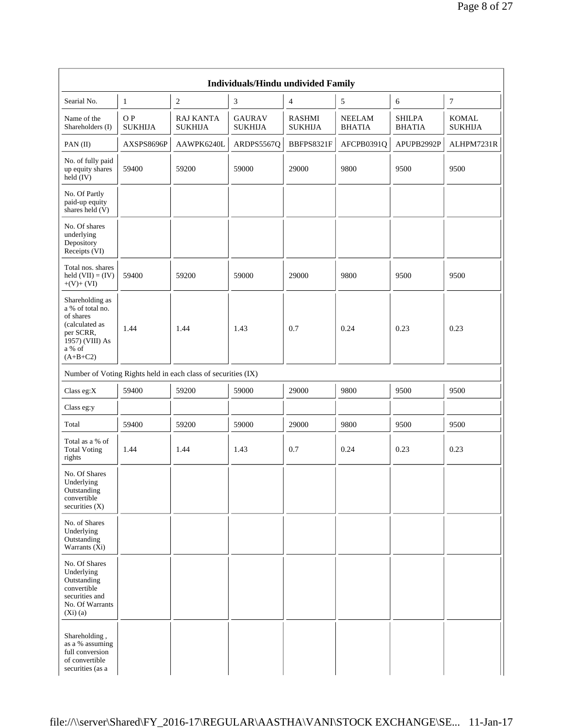| Individuals/Hindu undivided Family | | | | | | | |
|---|---|---|---|---|---|---|---|
| Searial No. | 1 | 2 | 3 | 4 | 5 | 6 | 7 |
| Name of the Shareholders (I) | O P SUKHIJA | RAJ KANTA SUKHIJA | GAURAV SUKHIJA | RASHMI SUKHIJA | NEELAM BHATIA | SHILPA BHATIA | KOMAL SUKHIJA |
| PAN (II) | AXSPS8696P | AAWPK6240L | ARDPS5567Q | BBFPS8321F | AFCPB0391Q | APUPB2992P | ALHPM7231R |
| No. of fully paid up equity shares held (IV) | 59400 | 59200 | 59000 | 29000 | 9800 | 9500 | 9500 |
| No. Of Partly paid-up equity shares held (V) | | | | | | | |
| No. Of shares underlying Depository Receipts (VI) | | | | | | | |
| Total nos. shares held (VII) = (IV) +(V)+ (VI) | 59400 | 59200 | 59000 | 29000 | 9800 | 9500 | 9500 |
| Shareholding as a % of total no. of shares (calculated as per SCRR, 1957) (VIII) As a % of (A+B+C2) | 1.44 | 1.44 | 1.43 | 0.7 | 0.24 | 0.23 | 0.23 |
| Number of Voting Rights held in each class of securities (IX) | | | | | | | |
| Class eg:X | 59400 | 59200 | 59000 | 29000 | 9800 | 9500 | 9500 |
| Class eg:y | | | | | | | |
| Total | 59400 | 59200 | 59000 | 29000 | 9800 | 9500 | 9500 |
| Total as a % of Total Voting rights | 1.44 | 1.44 | 1.43 | 0.7 | 0.24 | 0.23 | 0.23 |
| No. Of Shares Underlying Outstanding convertible securities (X) | | | | | | | |
| No. of Shares Underlying Outstanding Warrants (Xi) | | | | | | | |
| No. Of Shares Underlying Outstanding convertible securities and No. Of Warrants (Xi) (a) | | | | | | | |
| Shareholding , as a % assuming full conversion of convertible securities (as a | | | | | | | |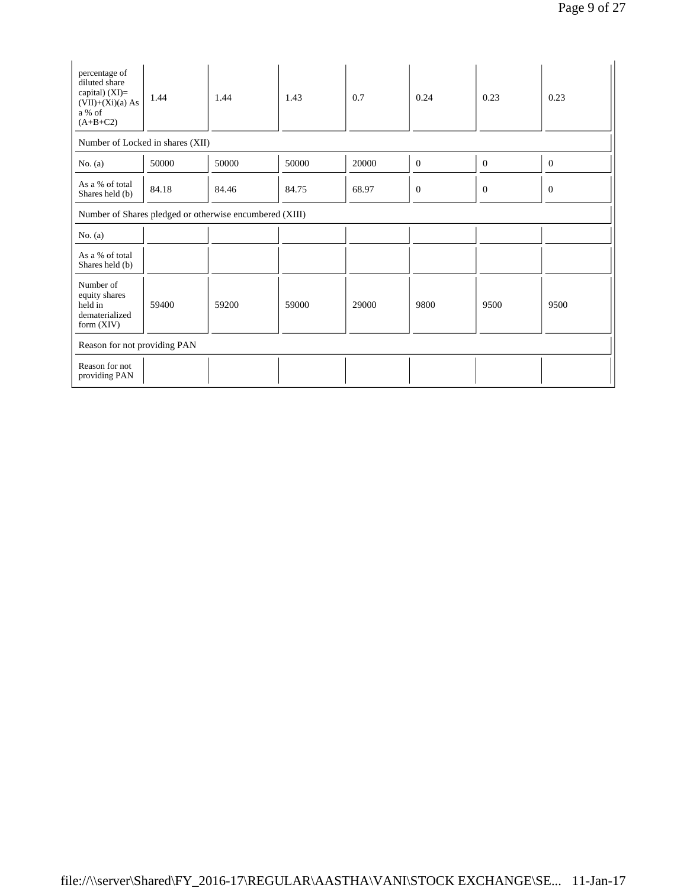| percentage of diluted share capital) (XI)= (VII)+(Xi)(a) As a % of (A+B+C2) | 1.44 | 1.44 | 1.43 | 0.7 | 0.24 | 0.23 | 0.23 |
|---|---|---|---|---|---|---|---|
| Number of Locked in shares (XII) | | | | | | | |
| No. (a) | 50000 | 50000 | 50000 | 20000 | 0 | 0 | 0 |
| As a % of total Shares held (b) | 84.18 | 84.46 | 84.75 | 68.97 | 0 | 0 | 0 |
| Number of Shares pledged or otherwise encumbered (XIII) | | | | | | | |
| No. (a) | | | | | | | |
| As a % of total Shares held (b) | | | | | | | |
| Number of equity shares held in dematerialized form (XIV) | 59400 | 59200 | 59000 | 29000 | 9800 | 9500 | 9500 |
| Reason for not providing PAN | | | | | | | |
| Reason for not providing PAN | | | | | | | |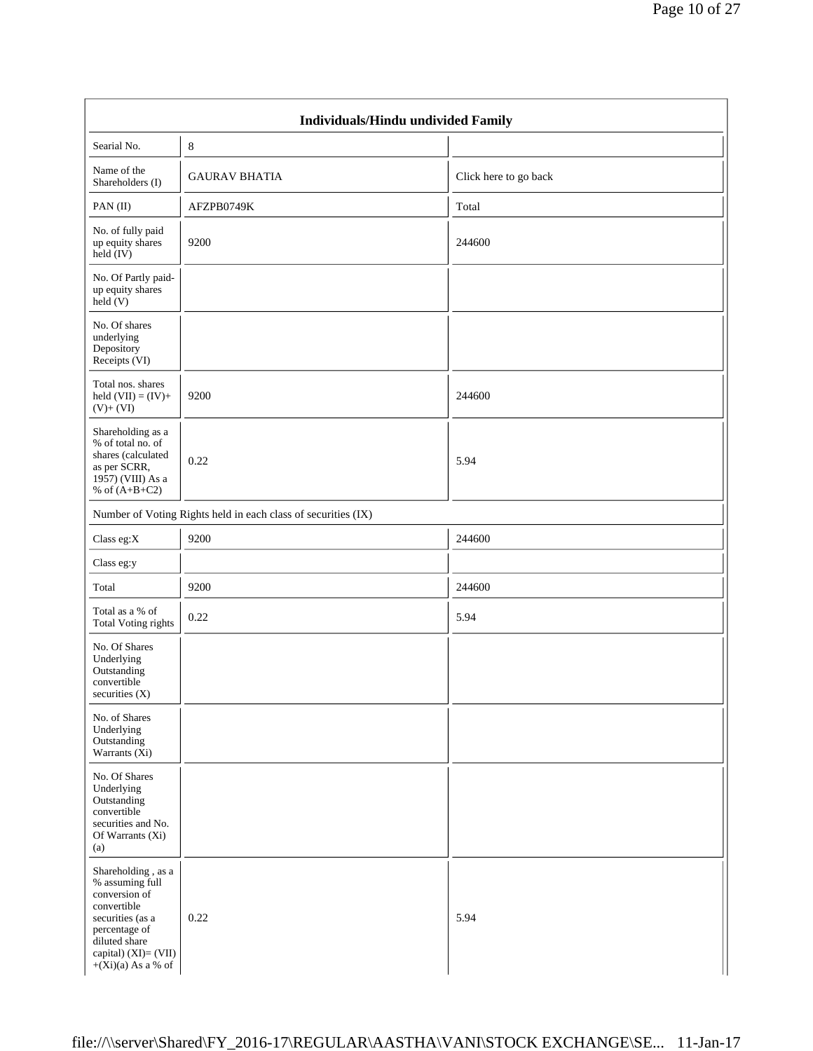| Individuals/Hindu undivided Family | | |
|---|---|---|
| Searial No. | 8 | |
| Name of the Shareholders (I) | GAURAV BHATIA | Click here to go back |
| PAN (II) | AFZPB0749K | Total |
| No. of fully paid up equity shares held (IV) | 9200 | 244600 |
| No. Of Partly paid-up equity shares held (V) | | |
| No. Of shares underlying Depository Receipts (VI) | | |
| Total nos. shares held (VII) = (IV)+(V)+ (VI) | 9200 | 244600 |
| Shareholding as a % of total no. of shares (calculated as per SCRR, 1957) (VIII) As a % of (A+B+C2) | 0.22 | 5.94 |
| Number of Voting Rights held in each class of securities (IX) | | |
| Class eg:X | 9200 | 244600 |
| Class eg:y | | |
| Total | 9200 | 244600 |
| Total as a % of Total Voting rights | 0.22 | 5.94 |
| No. Of Shares Underlying Outstanding convertible securities (X) | | |
| No. of Shares Underlying Outstanding Warrants (Xi) | | |
| No. Of Shares Underlying Outstanding convertible securities and No. Of Warrants (Xi) (a) | | |
| Shareholding , as a % assuming full conversion of convertible securities (as a percentage of diluted share capital) (XI)= (VII)+(Xi)(a) As a % of | 0.22 | 5.94 |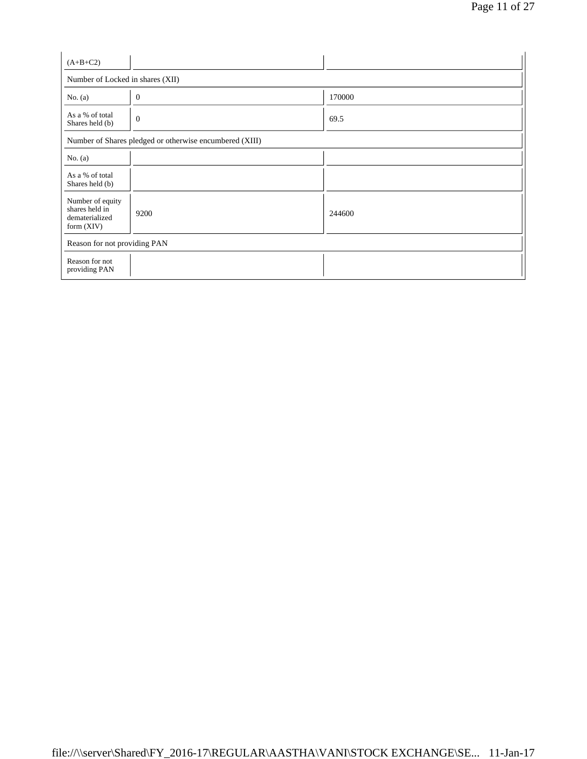| (A+B+C2) | | |
|---|---|---|
| Number of Locked in shares (XII) | | |
| No. (a) | 0 | 170000 |
| As a % of total Shares held (b) | 0 | 69.5 |
| Number of Shares pledged or otherwise encumbered (XIII) | | |
| No. (a) | | |
| As a % of total Shares held (b) | | |
| Number of equity shares held in dematerialized form (XIV) | 9200 | 244600 |
| Reason for not providing PAN | | |
| Reason for not providing PAN | | |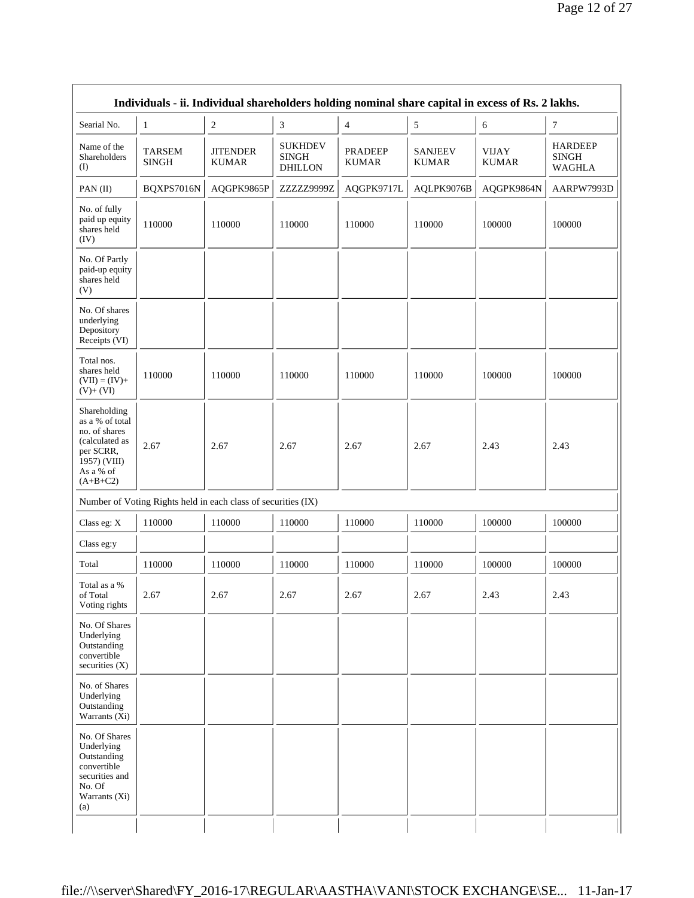| Individuals - ii. Individual shareholders holding nominal share capital in excess of Rs. 2 lakhs. | | | | | | | |
|---|---|---|---|---|---|---|---|
| Searial No. | 1 | 2 | 3 | 4 | 5 | 6 | 7 |
| Name of the Shareholders (I) | TARSEM SINGH | JITENDER KUMAR | SUKHDEV SINGH DHILLON | PRADEEP KUMAR | SANJEEV KUMAR | VIJAY KUMAR | HARDEEP SINGH WAGHLA |
| PAN (II) | BQXPS7016N | AQGPK9865P | ZZZZZ9999Z | AQGPK9717L | AQLPK9076B | AQGPK9864N | AARPW7993D |
| No. of fully paid up equity shares held (IV) | 110000 | 110000 | 110000 | 110000 | 110000 | 100000 | 100000 |
| No. Of Partly paid-up equity shares held (V) | | | | | | | |
| No. Of shares underlying Depository Receipts (VI) | | | | | | | |
| Total nos. shares held (VII) = (IV)+ (V)+ (VI) | 110000 | 110000 | 110000 | 110000 | 110000 | 100000 | 100000 |
| Shareholding as a % of total no. of shares (calculated as per SCRR, 1957) (VIII) As a % of (A+B+C2) | 2.67 | 2.67 | 2.67 | 2.67 | 2.67 | 2.43 | 2.43 |
| Number of Voting Rights held in each class of securities (IX) | | | | | | | |
| Class eg: X | 110000 | 110000 | 110000 | 110000 | 110000 | 100000 | 100000 |
| Class eg:y | | | | | | | |
| Total | 110000 | 110000 | 110000 | 110000 | 110000 | 100000 | 100000 |
| Total as a % of Total Voting rights | 2.67 | 2.67 | 2.67 | 2.67 | 2.67 | 2.43 | 2.43 |
| No. Of Shares Underlying Outstanding convertible securities (X) | | | | | | | |
| No. of Shares Underlying Outstanding Warrants (Xi) | | | | | | | |
| No. Of Shares Underlying Outstanding convertible securities and No. Of Warrants (Xi) (a) | | | | | | | |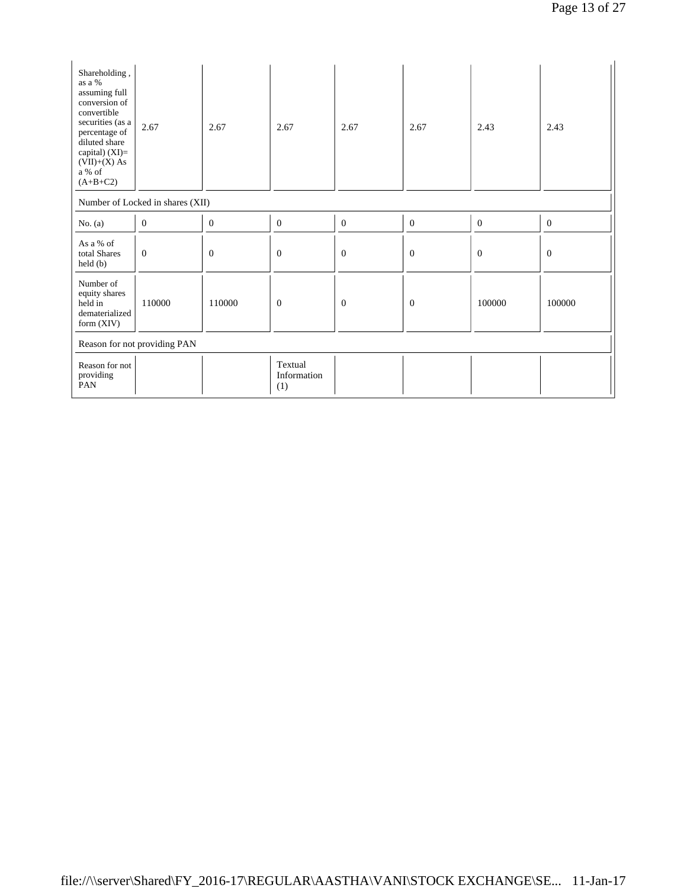| Shareholding , as a % assuming full conversion of convertible securities (as a percentage of diluted share capital) (XI)= (VII)+(X) As a % of (A+B+C2) | 2.67 | 2.67 | 2.67 | 2.67 | 2.67 | 2.43 | 2.43 |
|---|---|---|---|---|---|---|---|
| Number of Locked in shares (XII) | | | | | | | |
| No. (a) | 0 | 0 | 0 | 0 | 0 | 0 | 0 |
| As a % of total Shares held (b) | 0 | 0 | 0 | 0 | 0 | 0 | 0 |
| Number of equity shares held in dematerialized form (XIV) | 110000 | 110000 | 0 | 0 | 0 | 100000 | 100000 |
| Reason for not providing PAN | | | | | | | |
| Reason for not providing PAN | | | Textual Information (1) | | | | |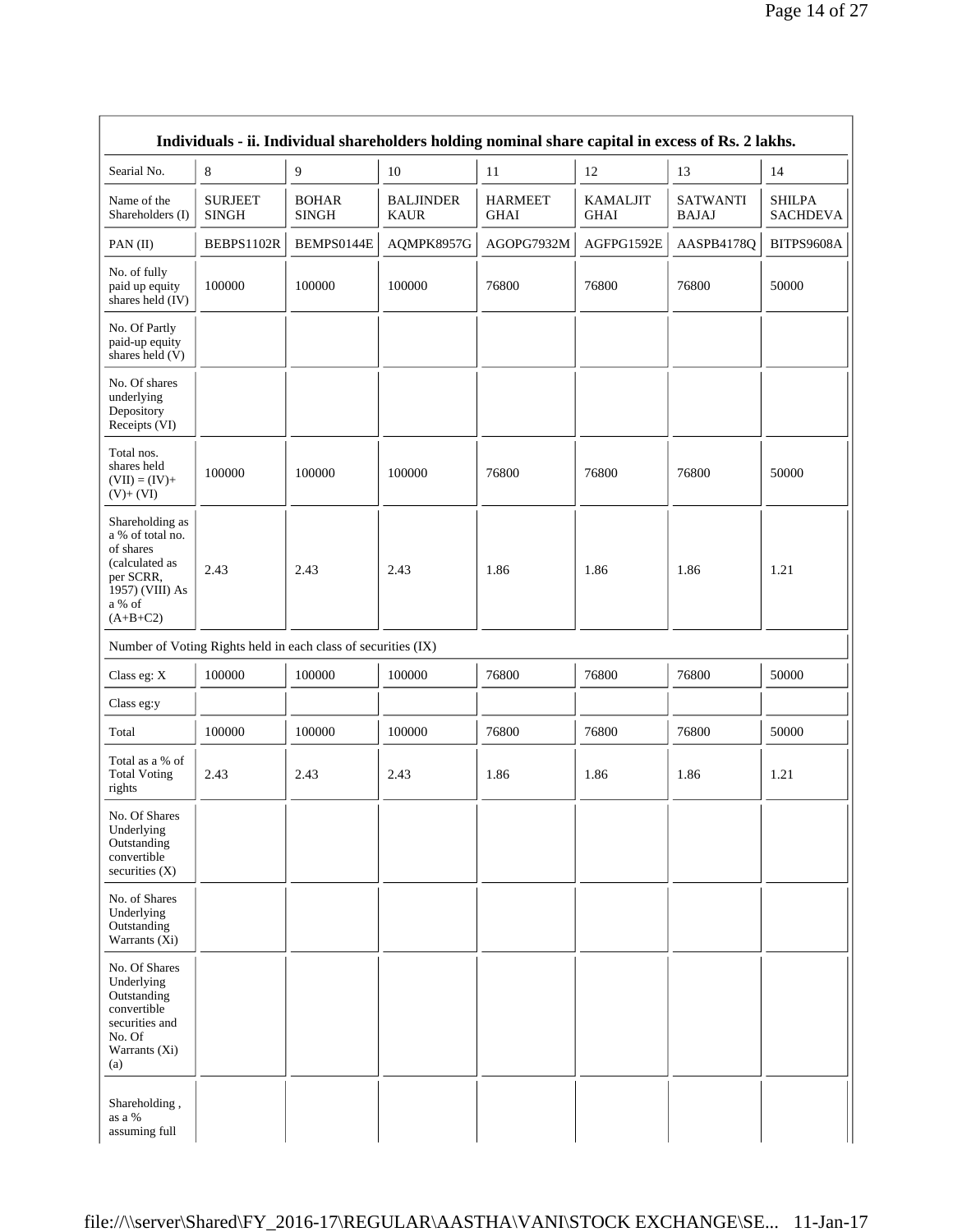| Individuals - ii. Individual shareholders holding nominal share capital in excess of Rs. 2 lakhs. | | | | | | | |
|---|---|---|---|---|---|---|---|
| Searial No. | 8 | 9 | 10 | 11 | 12 | 13 | 14 |
| Name of the Shareholders (I) | SURJEET SINGH | BOHAR SINGH | BALJINDER KAUR | HARMEET GHAI | KAMALJIT GHAI | SATWANTI BAJAJ | SHILPA SACHDEVA |
| PAN (II) | BEBPS1102R | BEMPS0144E | AQMPK8957G | AGOPG7932M | AGFPG1592E | AASPB4178Q | BITPS9608A |
| No. of fully paid up equity shares held (IV) | 100000 | 100000 | 100000 | 76800 | 76800 | 76800 | 50000 |
| No. Of Partly paid-up equity shares held (V) | | | | | | | |
| No. Of shares underlying Depository Receipts (VI) | | | | | | | |
| Total nos. shares held (VII) = (IV)+ (V)+ (VI) | 100000 | 100000 | 100000 | 76800 | 76800 | 76800 | 50000 |
| Shareholding as a % of total no. of shares (calculated as per SCRR, 1957) (VIII) As a % of (A+B+C2) | 2.43 | 2.43 | 2.43 | 1.86 | 1.86 | 1.86 | 1.21 |
| Number of Voting Rights held in each class of securities (IX) | | | | | | | |
| Class eg: X | 100000 | 100000 | 100000 | 76800 | 76800 | 76800 | 50000 |
| Class eg:y | | | | | | | |
| Total | 100000 | 100000 | 100000 | 76800 | 76800 | 76800 | 50000 |
| Total as a % of Total Voting rights | 2.43 | 2.43 | 2.43 | 1.86 | 1.86 | 1.86 | 1.21 |
| No. Of Shares Underlying Outstanding convertible securities (X) | | | | | | | |
| No. of Shares Underlying Outstanding Warrants (Xi) | | | | | | | |
| No. Of Shares Underlying Outstanding convertible securities and No. Of Warrants (Xi) (a) | | | | | | | |
| Shareholding , as a % assuming full | | | | | | | |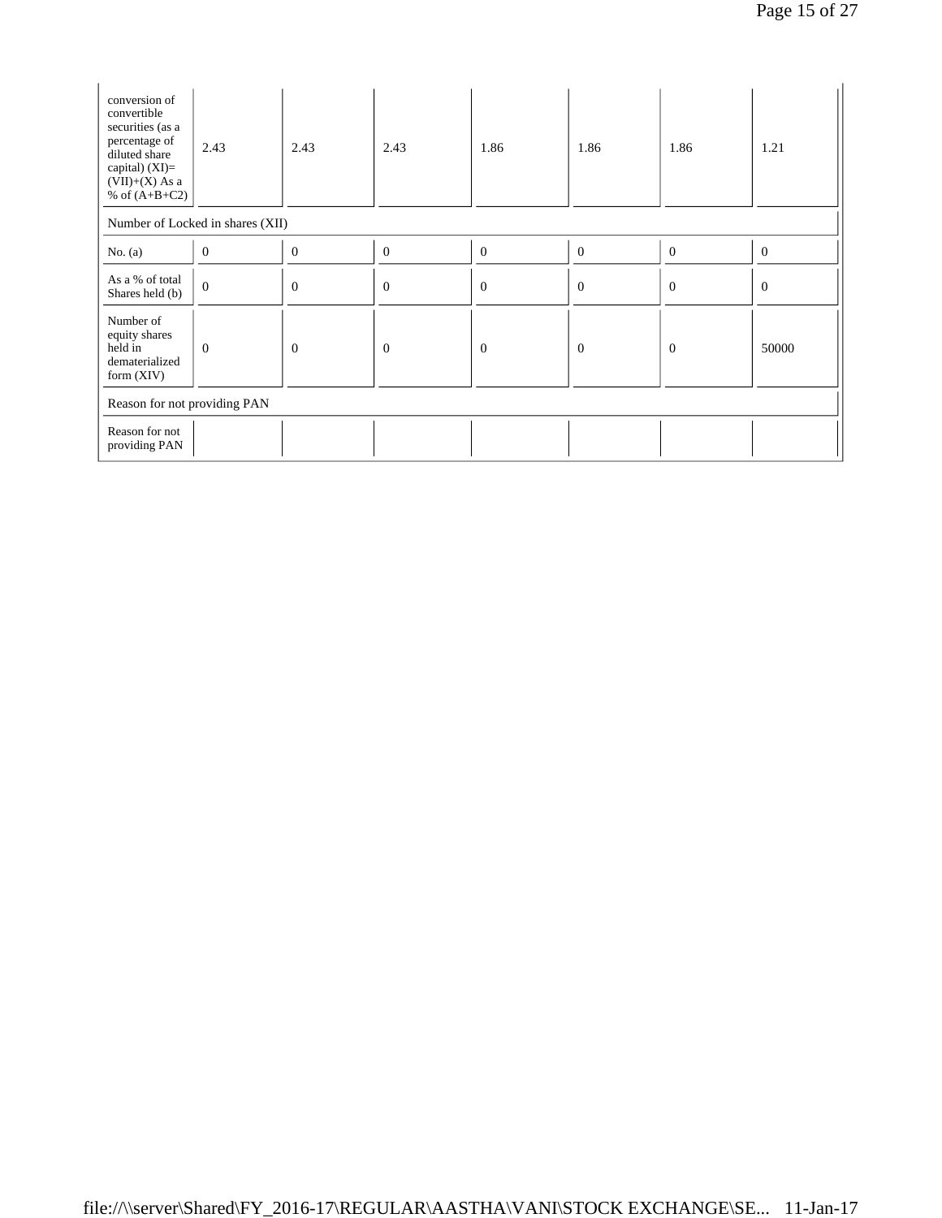| conversion of convertible securities (as a percentage of diluted share capital) (XI)= (VII)+(X) As a % of (A+B+C2) | 2.43 | 2.43 | 2.43 | 1.86 | 1.86 | 1.86 | 1.21 |
|---|---|---|---|---|---|---|---|
| Number of Locked in shares (XII) | | | | | | | |
| No. (a) | 0 | 0 | 0 | 0 | 0 | 0 | 0 |
| As a % of total Shares held (b) | 0 | 0 | 0 | 0 | 0 | 0 | 0 |
| Number of equity shares held in dematerialized form (XIV) | 0 | 0 | 0 | 0 | 0 | 0 | 50000 |
| Reason for not providing PAN | | | | | | | |
| Reason for not providing PAN | | | | | | | |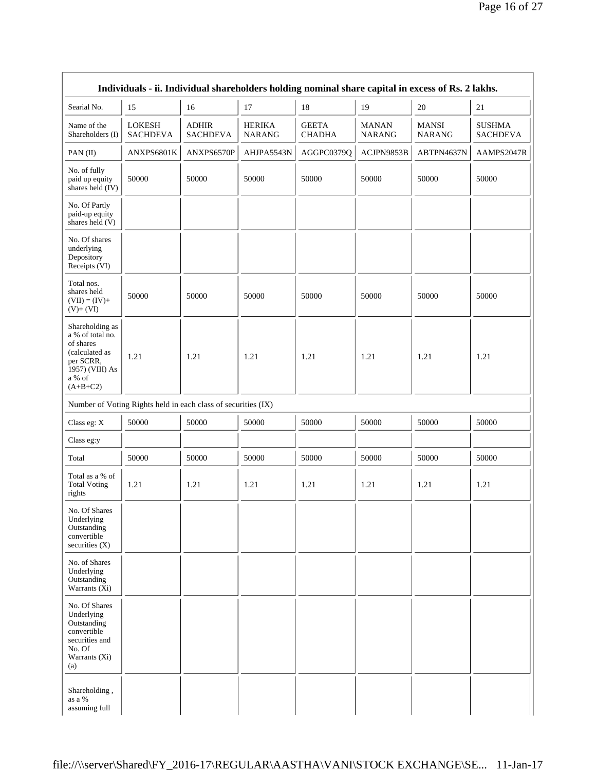| Individuals - ii. Individual shareholders holding nominal share capital in excess of Rs. 2 lakhs. | | | | | | | |
|---|---|---|---|---|---|---|---|
| Searial No. | 15 | 16 | 17 | 18 | 19 | 20 | 21 |
| Name of the Shareholders (I) | LOKESH SACHDEVA | ADHIR SACHDEVA | HERIKA NARANG | GEETA CHADHA | MANAN NARANG | MANSI NARANG | SUSHMA SACHDEVA |
| PAN (II) | ANXPS6801K | ANXPS6570P | AHJPA5543N | AGGPC0379Q | ACJPN9853B | ABTPN4637N | AAMPS2047R |
| No. of fully paid up equity shares held (IV) | 50000 | 50000 | 50000 | 50000 | 50000 | 50000 | 50000 |
| No. Of Partly paid-up equity shares held (V) | | | | | | | |
| No. Of shares underlying Depository Receipts (VI) | | | | | | | |
| Total nos. shares held (VII) = (IV)+ (V)+ (VI) | 50000 | 50000 | 50000 | 50000 | 50000 | 50000 | 50000 |
| Shareholding as a % of total no. of shares (calculated as per SCRR, 1957) (VIII) As a % of (A+B+C2) | 1.21 | 1.21 | 1.21 | 1.21 | 1.21 | 1.21 | 1.21 |
| Number of Voting Rights held in each class of securities (IX) | | | | | | | |
| Class eg: X | 50000 | 50000 | 50000 | 50000 | 50000 | 50000 | 50000 |
| Class eg:y | | | | | | | |
| Total | 50000 | 50000 | 50000 | 50000 | 50000 | 50000 | 50000 |
| Total as a % of Total Voting rights | 1.21 | 1.21 | 1.21 | 1.21 | 1.21 | 1.21 | 1.21 |
| No. Of Shares Underlying Outstanding convertible securities (X) | | | | | | | |
| No. of Shares Underlying Outstanding Warrants (Xi) | | | | | | | |
| No. Of Shares Underlying Outstanding convertible securities and No. Of Warrants (Xi) (a) | | | | | | | |
| Shareholding , as a % assuming full | | | | | | | |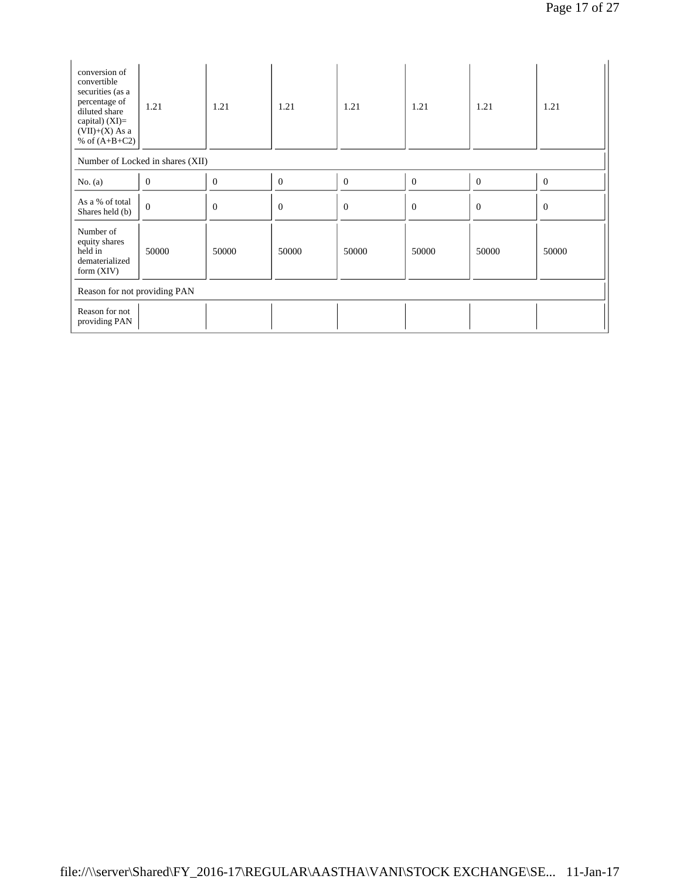| conversion of convertible securities (as a percentage of diluted share capital) (XI)= (VII)+(X) As a % of (A+B+C2) | 1.21 | 1.21 | 1.21 | 1.21 | 1.21 | 1.21 | 1.21 |
|---|---|---|---|---|---|---|---|
| Number of Locked in shares (XII) | | | | | | | |
| No. (a) | 0 | 0 | 0 | 0 | 0 | 0 | 0 |
| As a % of total Shares held (b) | 0 | 0 | 0 | 0 | 0 | 0 | 0 |
| Number of equity shares held in dematerialized form (XIV) | 50000 | 50000 | 50000 | 50000 | 50000 | 50000 | 50000 |
| Reason for not providing PAN | | | | | | | |
| Reason for not providing PAN | | | | | | | |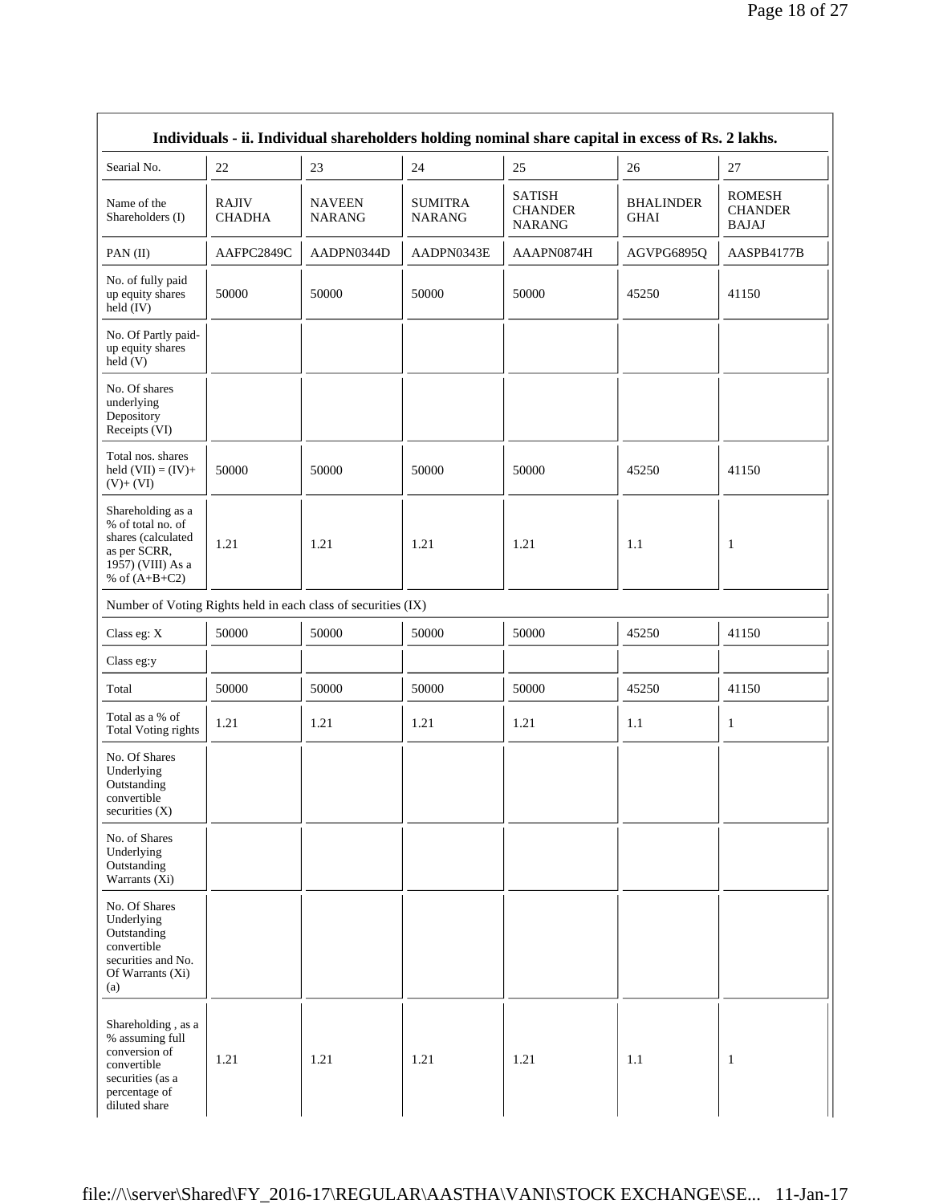| Individuals - ii. Individual shareholders holding nominal share capital in excess of Rs. 2 lakhs. | | | | | | |
|---|---|---|---|---|---|---|
| Searial No. | 22 | 23 | 24 | 25 | 26 | 27 |
| Name of the Shareholders (I) | RAJIV CHADHA | NAVEEN NARANG | SUMITRA NARANG | SATISH CHANDER NARANG | BHALINDER GHAI | ROMESH CHANDER BAJAJ |
| PAN (II) | AAFPC2849C | AADPN0344D | AADPN0343E | AAAPN0874H | AGVPG6895Q | AASPB4177B |
| No. of fully paid up equity shares held (IV) | 50000 | 50000 | 50000 | 50000 | 45250 | 41150 |
| No. Of Partly paid-up equity shares held (V) | | | | | | |
| No. Of shares underlying Depository Receipts (VI) | | | | | | |
| Total nos. shares held (VII) = (IV)+ (V)+ (VI) | 50000 | 50000 | 50000 | 50000 | 45250 | 41150 |
| Shareholding as a % of total no. of shares (calculated as per SCRR, 1957) (VIII) As a % of (A+B+C2) | 1.21 | 1.21 | 1.21 | 1.21 | 1.1 | 1 |
| Number of Voting Rights held in each class of securities (IX) | | | | | | |
| Class eg: X | 50000 | 50000 | 50000 | 50000 | 45250 | 41150 |
| Class eg:y | | | | | | |
| Total | 50000 | 50000 | 50000 | 50000 | 45250 | 41150 |
| Total as a % of Total Voting rights | 1.21 | 1.21 | 1.21 | 1.21 | 1.1 | 1 |
| No. Of Shares Underlying Outstanding convertible securities (X) | | | | | | |
| No. of Shares Underlying Outstanding Warrants (Xi) | | | | | | |
| No. Of Shares Underlying Outstanding convertible securities and No. Of Warrants (Xi) (a) | | | | | | |
| Shareholding , as a % assuming full conversion of convertible securities (as a percentage of diluted share | 1.21 | 1.21 | 1.21 | 1.21 | 1.1 | 1 |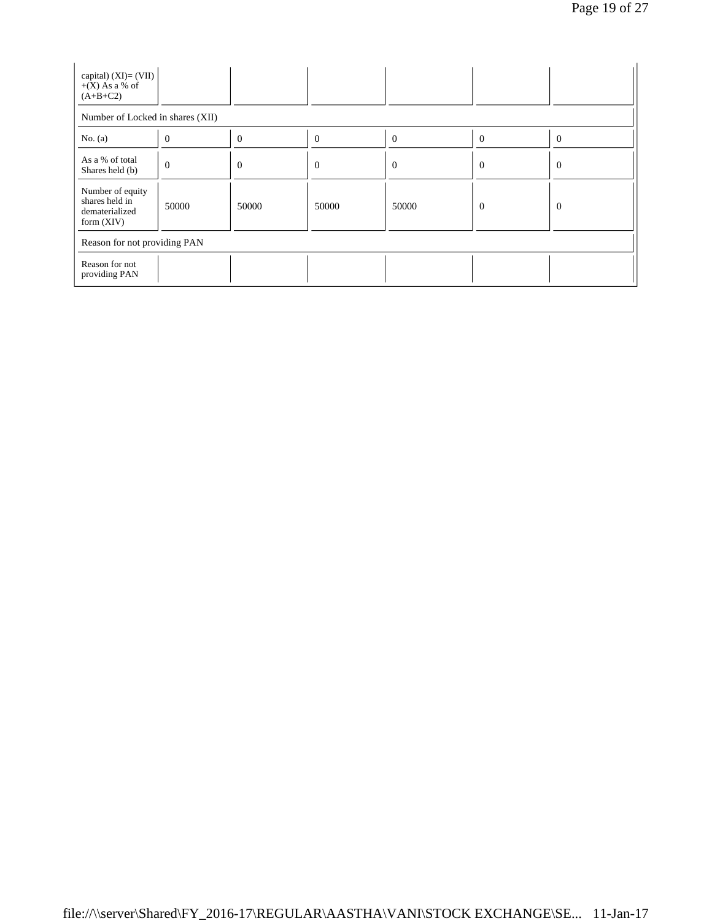| capital) (XI)= (VII) +(X) As a % of (A+B+C2) | | | | | | |
|---|---|---|---|---|---|---|
| Number of Locked in shares (XII) | | | | | | |
| No. (a) | 0 | 0 | 0 | 0 | 0 | 0 |
| As a % of total Shares held (b) | 0 | 0 | 0 | 0 | 0 | 0 |
| Number of equity shares held in dematerialized form (XIV) | 50000 | 50000 | 50000 | 50000 | 0 | 0 |
| Reason for not providing PAN | | | | | | |
| Reason for not providing PAN | | | | | | |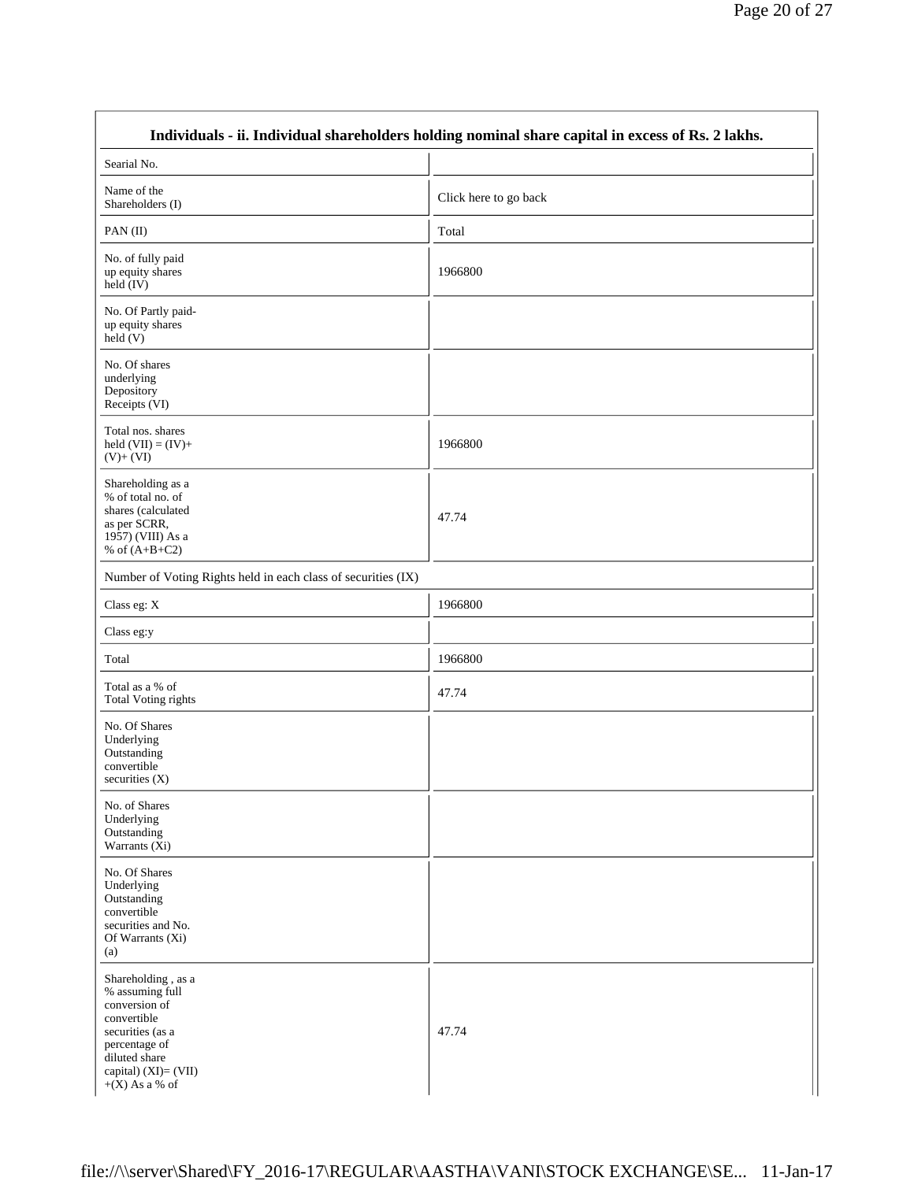| Individuals - ii. Individual shareholders holding nominal share capital in excess of Rs. 2 lakhs. | |
|---|---|
| Searial No. | |
| Name of the Shareholders (I) | Click here to go back |
| PAN (II) | Total |
| No. of fully paid up equity shares held (IV) | 1966800 |
| No. Of Partly paid-up equity shares held (V) | |
| No. Of shares underlying Depository Receipts (VI) | |
| Total nos. shares held (VII) = (IV)+(V)+ (VI) | 1966800 |
| Shareholding as a % of total no. of shares (calculated as per SCRR, 1957) (VIII) As a % of (A+B+C2) | 47.74 |
| Number of Voting Rights held in each class of securities (IX) | |
| Class eg: X | 1966800 |
| Class eg:y | |
| Total | 1966800 |
| Total as a % of Total Voting rights | 47.74 |
| No. Of Shares Underlying Outstanding convertible securities (X) | |
| No. of Shares Underlying Outstanding Warrants (Xi) | |
| No. Of Shares Underlying Outstanding convertible securities and No. Of Warrants (Xi) (a) | |
| Shareholding , as a % assuming full conversion of convertible securities (as a percentage of diluted share capital) (XI)= (VII) +(X) As a % of | 47.74 |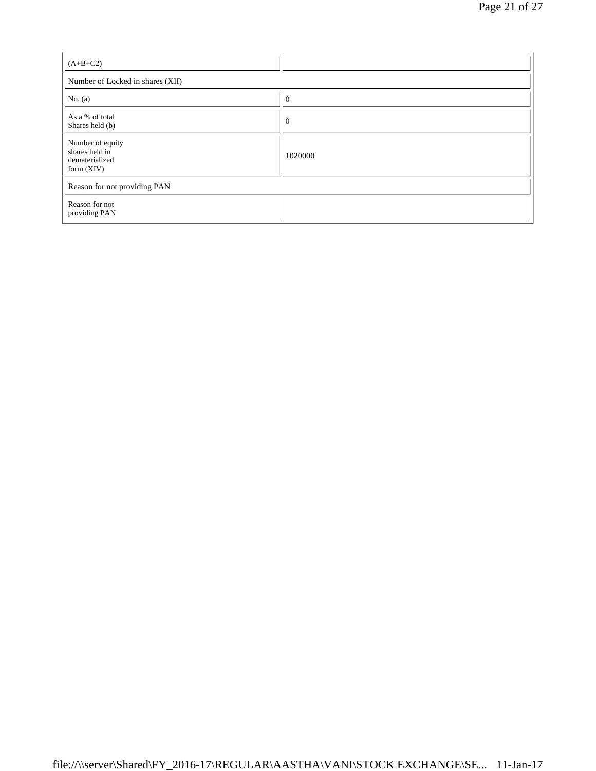| (A+B+C2) | |
|---|---|
| Number of Locked in shares (XII) | |
| No. (a) | 0 |
| As a % of total Shares held (b) | 0 |
| Number of equity shares held in dematerialized form (XIV) | 1020000 |
| Reason for not providing PAN | |
| Reason for not providing PAN | |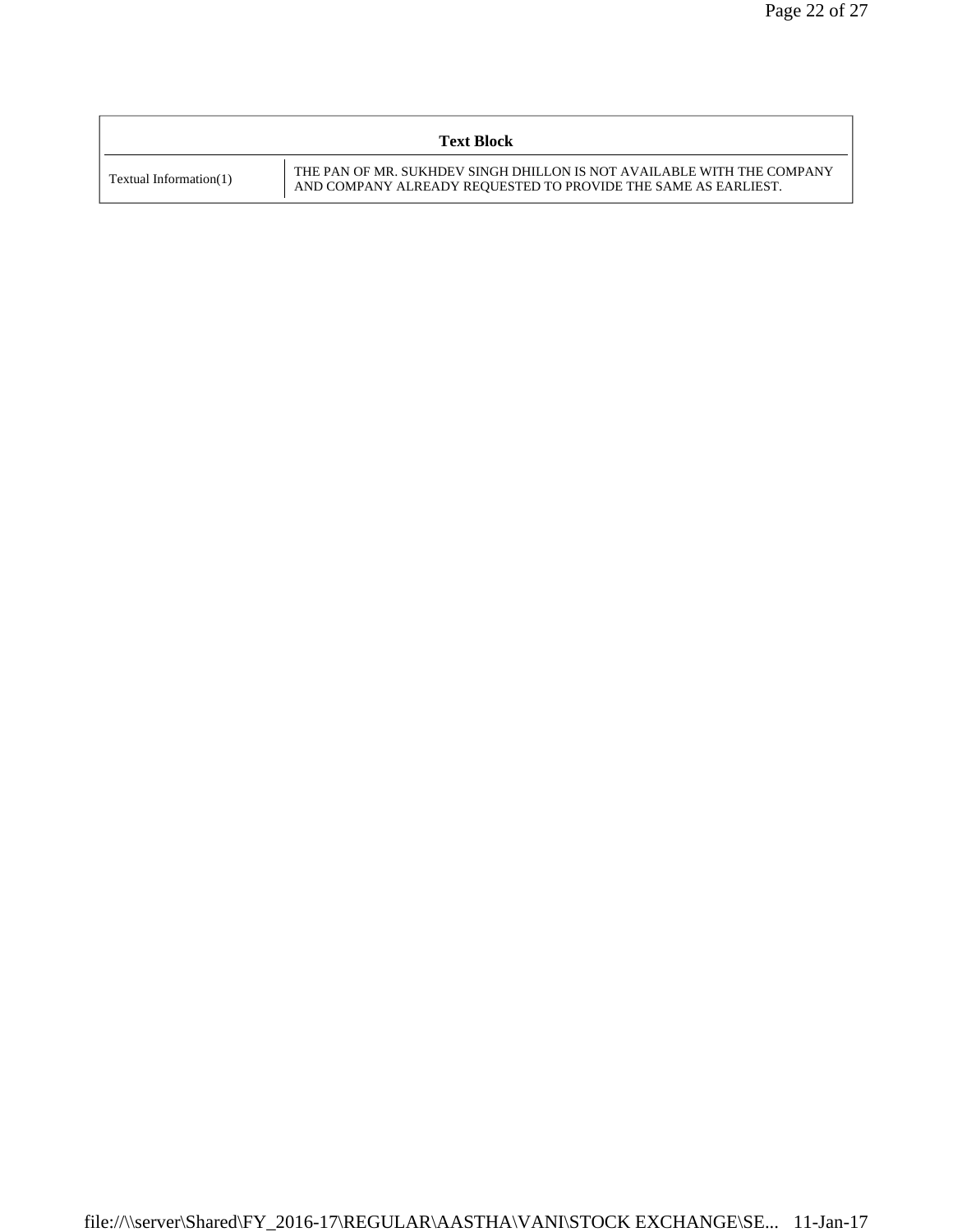| Text Block | |
|---|---|
| Textual Information(1) | THE PAN OF MR. SUKHDEV SINGH DHILLON IS NOT AVAILABLE WITH THE COMPANY AND COMPANY ALREADY REQUESTED TO PROVIDE THE SAME AS EARLIEST. |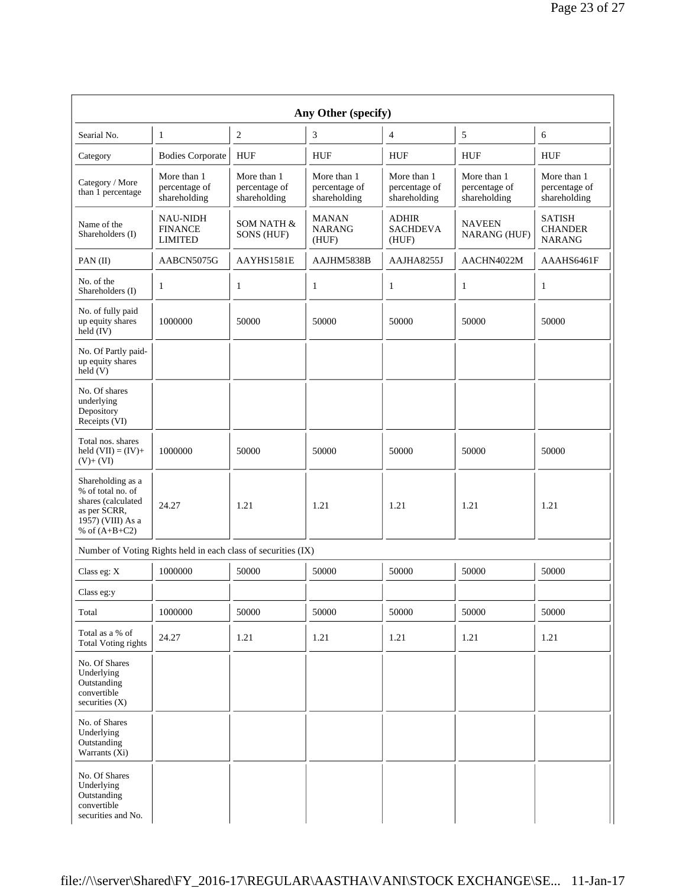| Any Other (specify) | | | | | | |
|---|---|---|---|---|---|---|
| Searial No. | 1 | 2 | 3 | 4 | 5 | 6 |
| Category | Bodies Corporate | HUF | HUF | HUF | HUF | HUF |
| Category / More than 1 percentage | More than 1 percentage of shareholding | More than 1 percentage of shareholding | More than 1 percentage of shareholding | More than 1 percentage of shareholding | More than 1 percentage of shareholding | More than 1 percentage of shareholding |
| Name of the Shareholders (I) | NAU-NIDH FINANCE LIMITED | SOM NATH & SONS (HUF) | MANAN NARANG (HUF) | ADHIR SACHDEVA (HUF) | NAVEEN NARANG (HUF) | SATISH CHANDER NARANG |
| PAN (II) | AABCN5075G | AAYHS1581E | AAJHM5838B | AAJHA8255J | AACHN4022M | AAAHS6461F |
| No. of the Shareholders (I) | 1 | 1 | 1 | 1 | 1 | 1 |
| No. of fully paid up equity shares held (IV) | 1000000 | 50000 | 50000 | 50000 | 50000 | 50000 |
| No. Of Partly paid-up equity shares held (V) | | | | | | |
| No. Of shares underlying Depository Receipts (VI) | | | | | | |
| Total nos. shares held (VII) = (IV)+ (V)+ (VI) | 1000000 | 50000 | 50000 | 50000 | 50000 | 50000 |
| Shareholding as a % of total no. of shares (calculated as per SCRR, 1957) (VIII) As a % of (A+B+C2) | 24.27 | 1.21 | 1.21 | 1.21 | 1.21 | 1.21 |
| Number of Voting Rights held in each class of securities (IX) | | | | | | |
| Class eg: X | 1000000 | 50000 | 50000 | 50000 | 50000 | 50000 |
| Class eg:y | | | | | | |
| Total | 1000000 | 50000 | 50000 | 50000 | 50000 | 50000 |
| Total as a % of Total Voting rights | 24.27 | 1.21 | 1.21 | 1.21 | 1.21 | 1.21 |
| No. Of Shares Underlying Outstanding convertible securities (X) | | | | | | |
| No. of Shares Underlying Outstanding Warrants (Xi) | | | | | | |
| No. Of Shares Underlying Outstanding convertible securities and No. | | | | | | |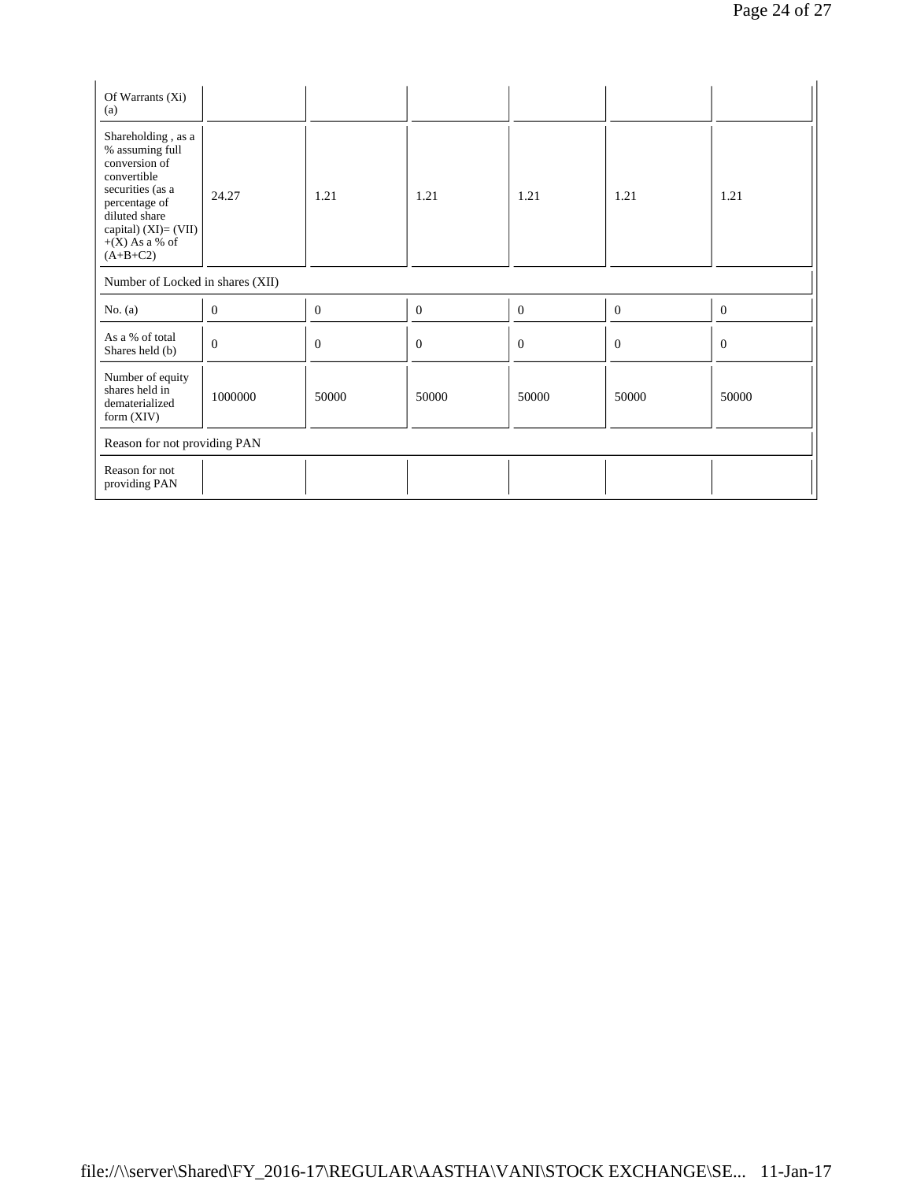| Of Warrants (Xi) (a) | | | | | | |
|---|---|---|---|---|---|---|
| Shareholding , as a % assuming full conversion of convertible securities (as a percentage of diluted share capital) (XI)= (VII)+(X) As a % of (A+B+C2) | 24.27 | 1.21 | 1.21 | 1.21 | 1.21 | 1.21 |
| Number of Locked in shares (XII) | | | | | | |
| No. (a) | 0 | 0 | 0 | 0 | 0 | 0 |
| As a % of total Shares held (b) | 0 | 0 | 0 | 0 | 0 | 0 |
| Number of equity shares held in dematerialized form (XIV) | 1000000 | 50000 | 50000 | 50000 | 50000 | 50000 |
| Reason for not providing PAN | | | | | | |
| Reason for not providing PAN | | | | | | |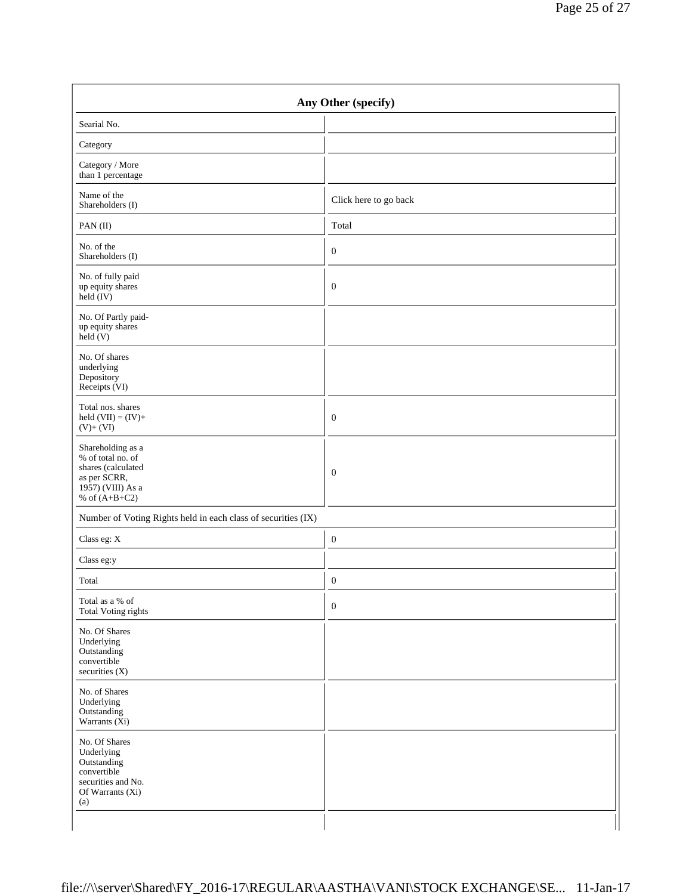| Any Other (specify) | |
|---|---|
| Searial No. | |
| Category | |
| Category / More than 1 percentage | |
| Name of the Shareholders (I) | Click here to go back |
| PAN (II) | Total |
| No. of the Shareholders (I) | 0 |
| No. of fully paid up equity shares held (IV) | 0 |
| No. Of Partly paid-up equity shares held (V) | |
| No. Of shares underlying Depository Receipts (VI) | |
| Total nos. shares held (VII) = (IV)+ (V)+ (VI) | 0 |
| Shareholding as a % of total no. of shares (calculated as per SCRR, 1957) (VIII) As a % of (A+B+C2) | 0 |
| Number of Voting Rights held in each class of securities (IX) | |
| Class eg: X | 0 |
| Class eg:y | |
| Total | 0 |
| Total as a % of Total Voting rights | 0 |
| No. Of Shares Underlying Outstanding convertible securities (X) | |
| No. of Shares Underlying Outstanding Warrants (Xi) | |
| No. Of Shares Underlying Outstanding convertible securities and No. Of Warrants (Xi) (a) | |
| | |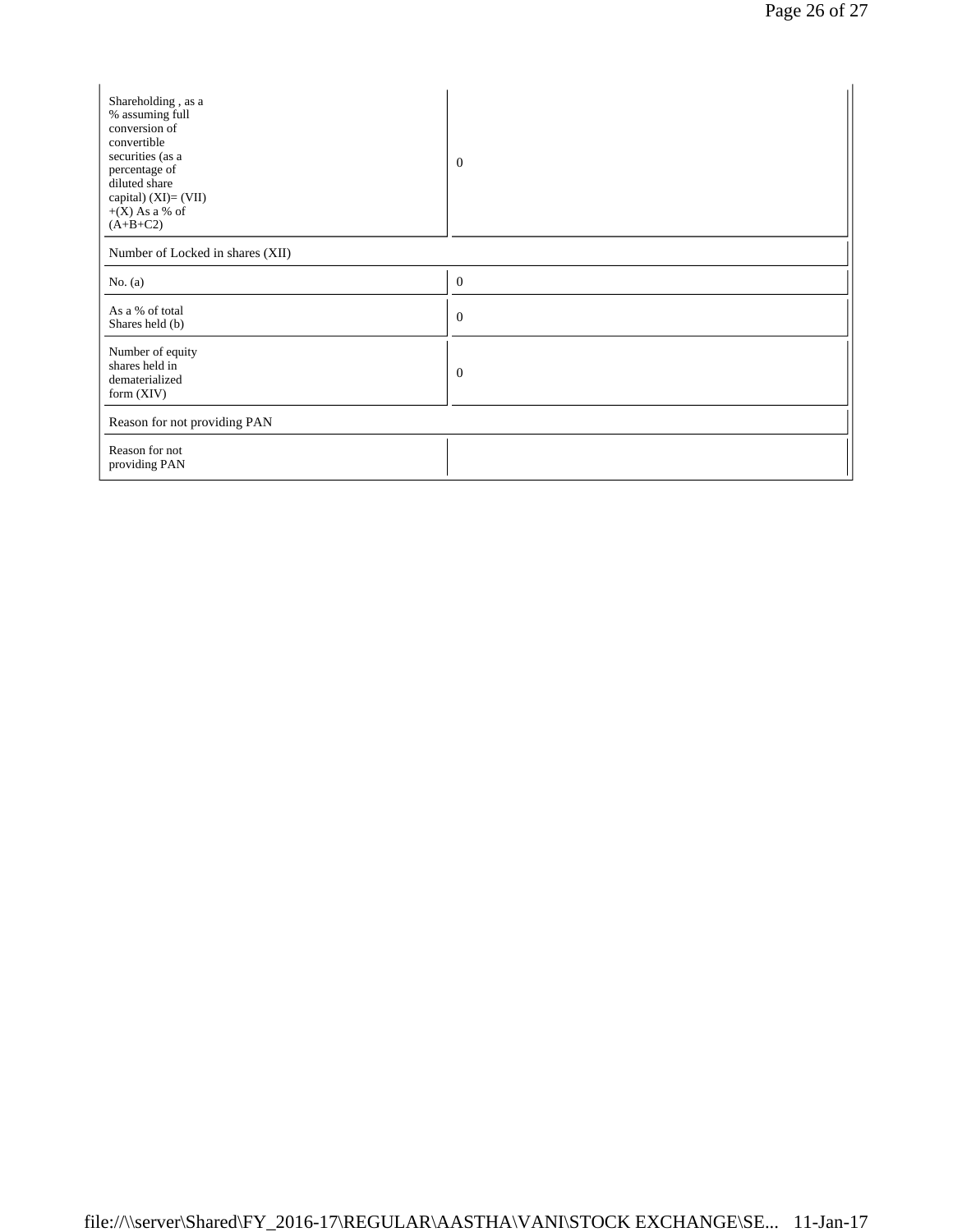| | |
|---|---|
| Shareholding , as a % assuming full conversion of convertible securities (as a percentage of diluted share capital) (XI)= (VII) +(X) As a % of (A+B+C2) | 0 |
| Number of Locked in shares (XII) | |
| No. (a) | 0 |
| As a % of total Shares held (b) | 0 |
| Number of equity shares held in dematerialized form (XIV) | 0 |
| Reason for not providing PAN | |
| Reason for not providing PAN | |